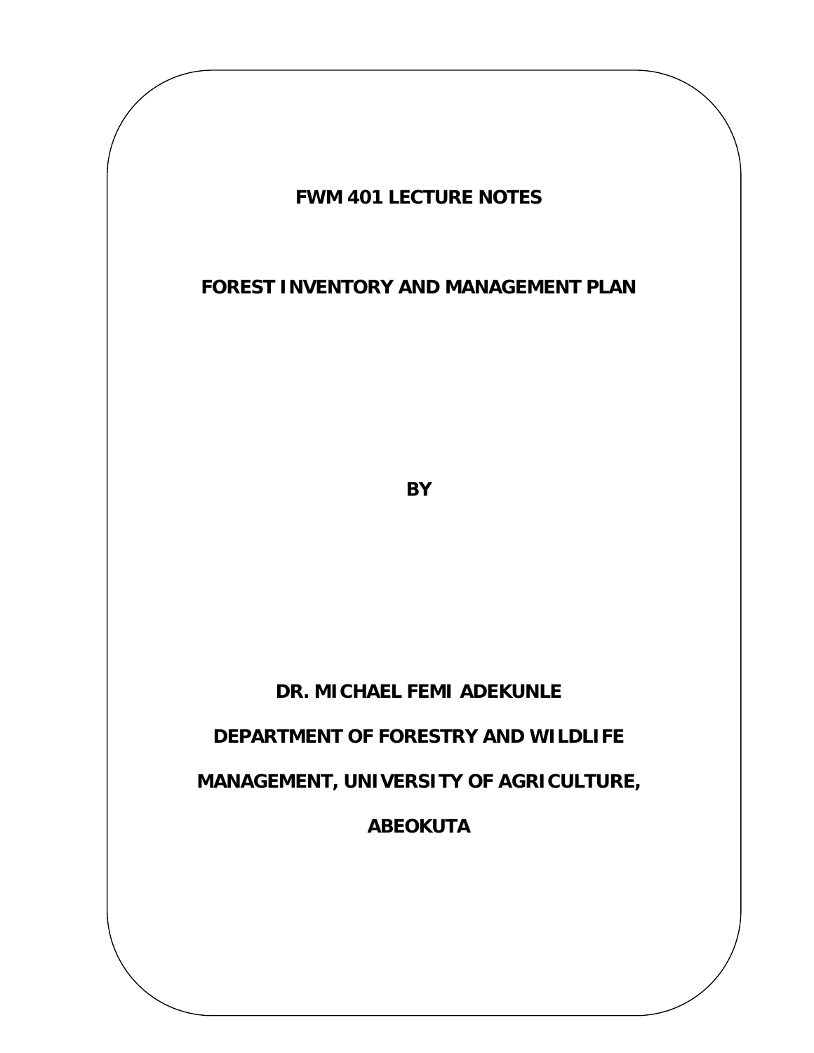**FWM 401 LECTURE NOTES**

# FOREST INVENTORY AND MANAGEMENT PLAN

**BY**

**DR. MICHAEL FEMI ADEKUNLE**

**DEPARTMENT OF FORESTRY AND WILDLIFE MANAGEMENT, UNIVERSITY OF AGRICULTURE, ABEOKUTA**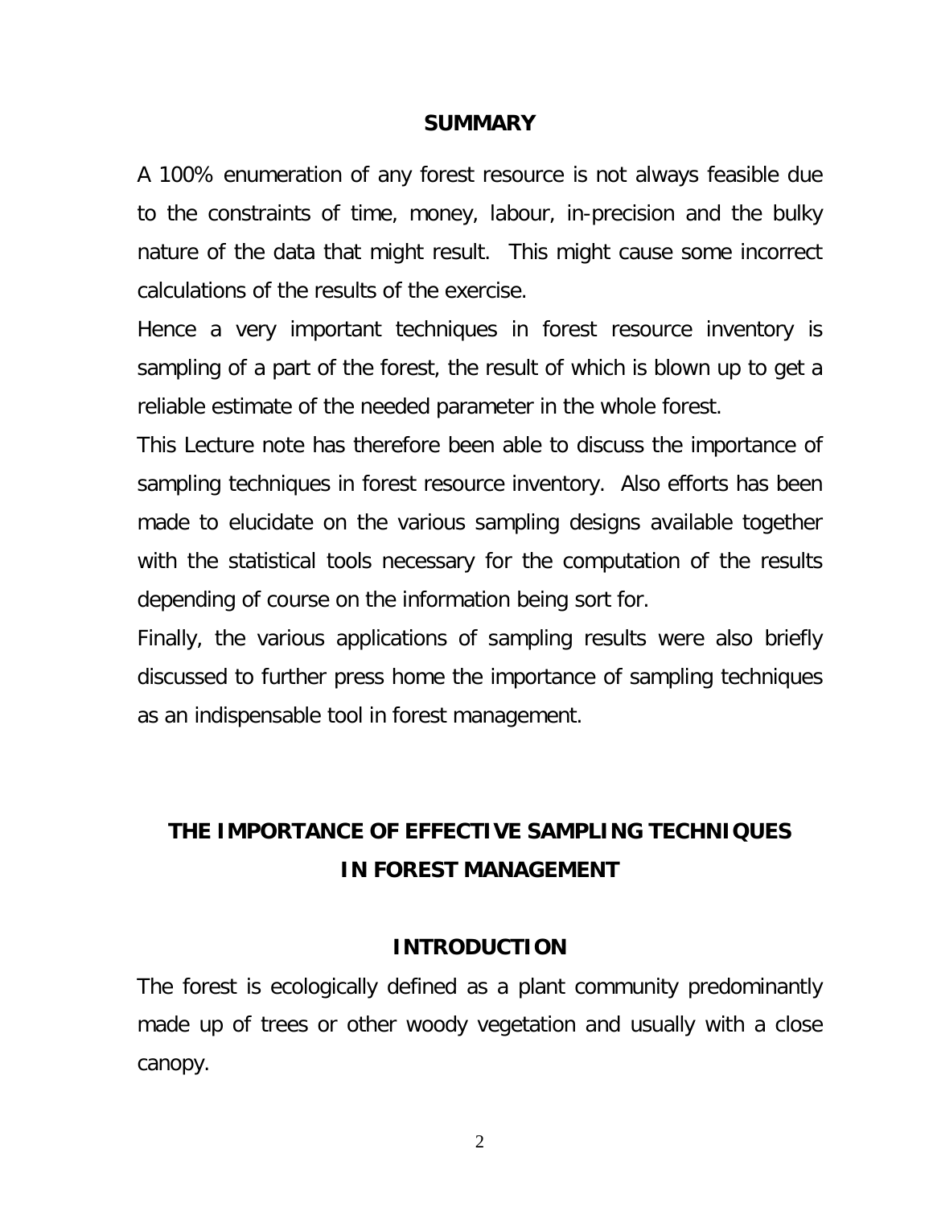## SUMMARY

A 100% enumeration of any forest resource is not always feasible due to the constraints of time, money, labour, in-precision and the bulky nature of the data that might result. This might cause some incorrect calculations of the results of the exercise.

Hence a very important techniques in forest resource inventory is sampling of a part of the forest, the result of which is blown up to get a reliable estimate of the needed parameter in the whole forest.

This Lecture note has therefore been able to discuss the importance of sampling techniques in forest resource inventory. Also efforts has been made to elucidate on the various sampling designs available together with the statistical tools necessary for the computation of the results depending of course on the information being sort for.

Finally, the various applications of sampling results were also briefly discussed to further press home the importance of sampling techniques as an indispensable tool in forest management.

# THE IMPORTANCE OF EFFECTIVE SAMPLING TECHNIQUES IN FOREST MANAGEMENT

## INTRODUCTION

The forest is ecologically defined as a plant community predominantly made up of trees or other woody vegetation and usually with a close canopy.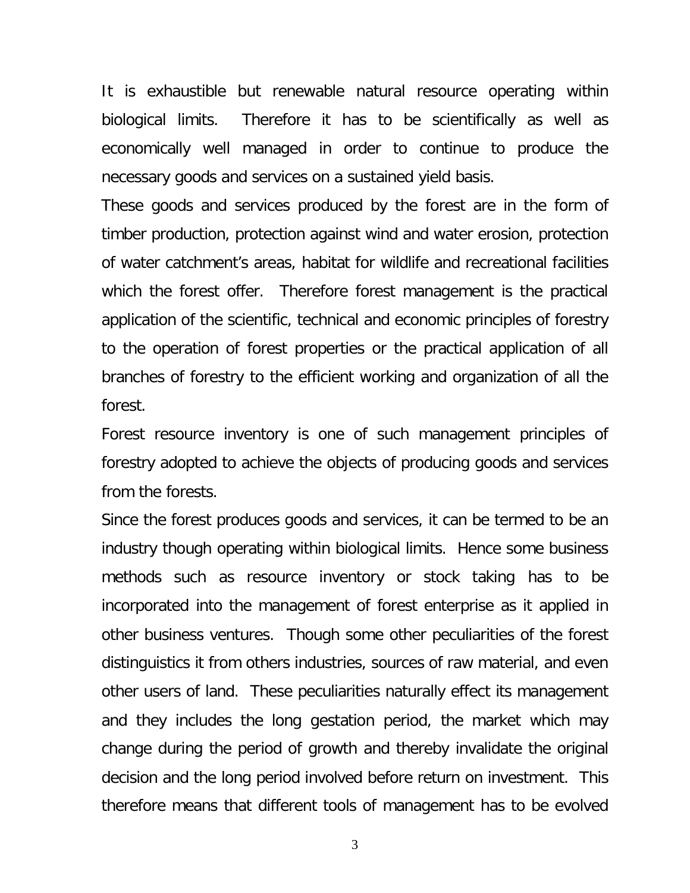It is exhaustible but renewable natural resource operating within biological limits. Therefore it has to be scientifically as well as economically well managed in order to continue to produce the necessary goods and services on a sustained yield basis.

These goods and services produced by the forest are in the form of timber production, protection against wind and water erosion, protection of water catchment's areas, habitat for wildlife and recreational facilities which the forest offer. Therefore forest management is the practical application of the scientific, technical and economic principles of forestry to the operation of forest properties or the practical application of all branches of forestry to the efficient working and organization of all the forest.

Forest resource inventory is one of such management principles of forestry adopted to achieve the objects of producing goods and services from the forests.

Since the forest produces goods and services, it can be termed to be an industry though operating within biological limits. Hence some business methods such as resource inventory or stock taking has to be incorporated into the management of forest enterprise as it applied in other business ventures. Though some other peculiarities of the forest distinguistics it from others industries, sources of raw material, and even other users of land. These peculiarities naturally effect its management and they includes the long gestation period, the market which may change during the period of growth and thereby invalidate the original decision and the long period involved before return on investment. This therefore means that different tools of management has to be evolved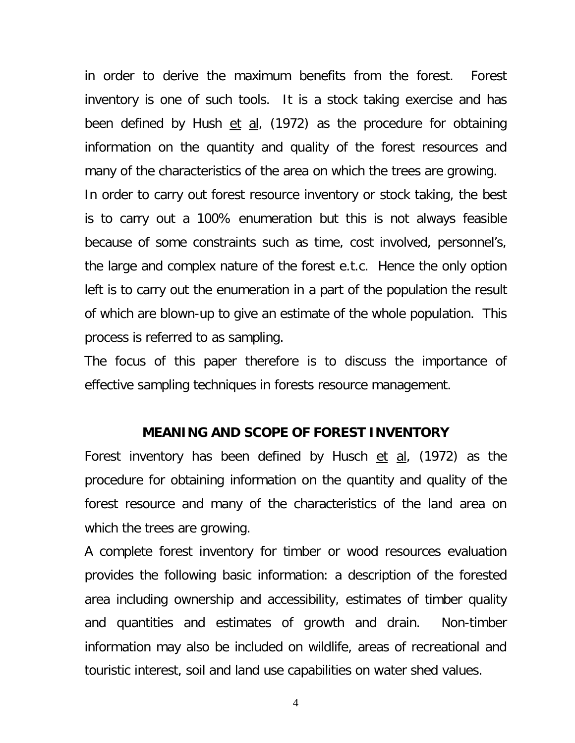in order to derive the maximum benefits from the forest. Forest inventory is one of such tools. It is a stock taking exercise and has been defined by Hush et al, (1972) as the procedure for obtaining information on the quantity and quality of the forest resources and many of the characteristics of the area on which the trees are growing.

In order to carry out forest resource inventory or stock taking, the best is to carry out a 100% enumeration but this is not always feasible because of some constraints such as time, cost involved, personnel's, the large and complex nature of the forest e.t.c. Hence the only option left is to carry out the enumeration in a part of the population the result of which are blown-up to give an estimate of the whole population. This process is referred to as sampling.

The focus of this paper therefore is to discuss the importance of effective sampling techniques in forests resource management.

## MEANING AND SCOPE OF FOREST INVENTORY

Forest inventory has been defined by Husch et al, (1972) as the procedure for obtaining information on the quantity and quality of the forest resource and many of the characteristics of the land area on which the trees are growing.

A complete forest inventory for timber or wood resources evaluation provides the following basic information: a description of the forested area including ownership and accessibility, estimates of timber quality and quantities and estimates of growth and drain. Non-timber information may also be included on wildlife, areas of recreational and touristic interest, soil and land use capabilities on water shed values.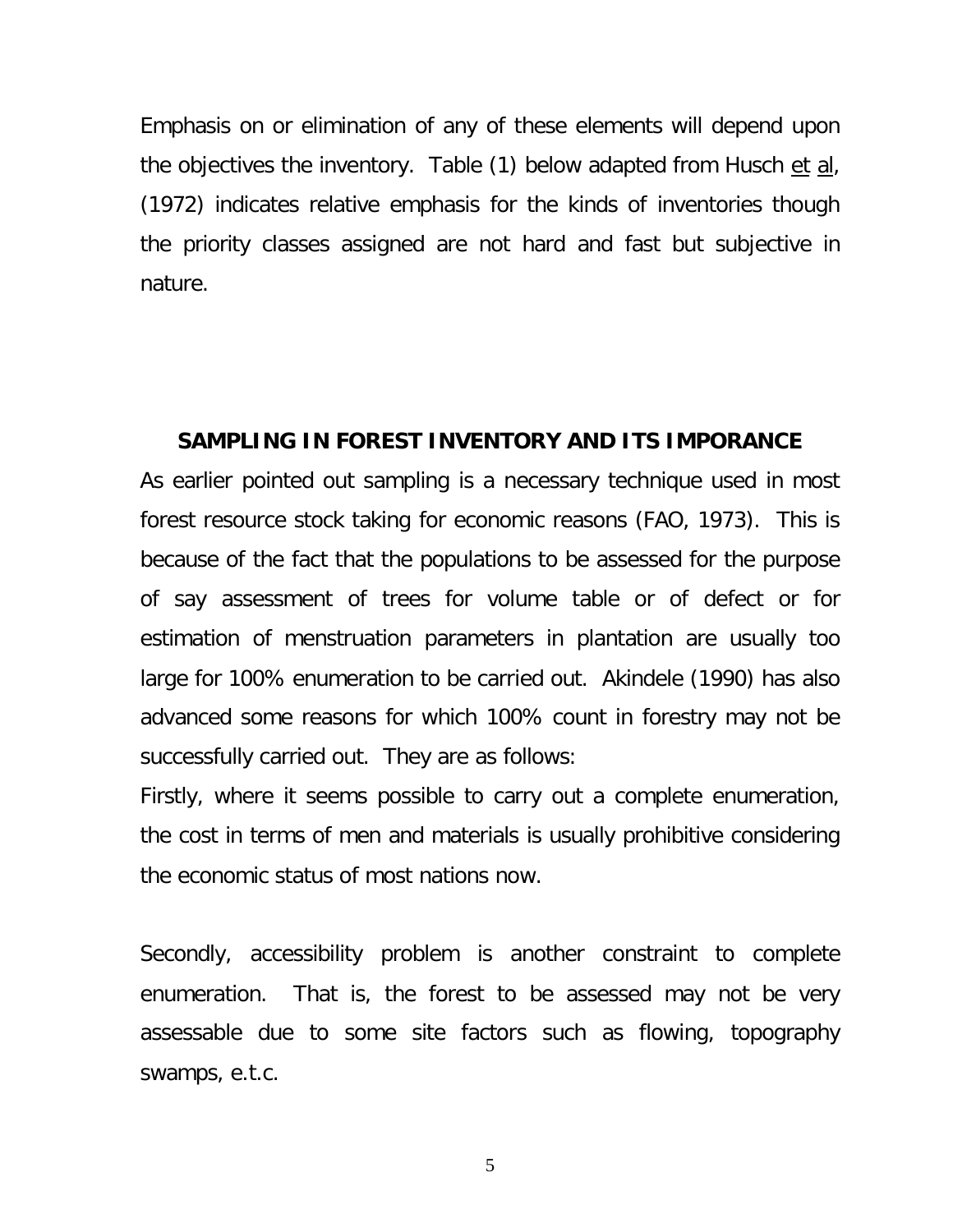Emphasis on or elimination of any of these elements will depend upon the objectives the inventory. Table (1) below adapted from Husch et al, (1972) indicates relative emphasis for the kinds of inventories though the priority classes assigned are not hard and fast but subjective in nature.

## SAMPLING IN FOREST INVENTORY AND ITS IMPORANCE

As earlier pointed out sampling is a necessary technique used in most forest resource stock taking for economic reasons (FAO, 1973). This is because of the fact that the populations to be assessed for the purpose of say assessment of trees for volume table or of defect or for estimation of menstruation parameters in plantation are usually too large for 100% enumeration to be carried out. Akindele (1990) has also advanced some reasons for which 100% count in forestry may not be successfully carried out. They are as follows:

Firstly, where it seems possible to carry out a complete enumeration, the cost in terms of men and materials is usually prohibitive considering the economic status of most nations now.

Secondly, accessibility problem is another constraint to complete enumeration. That is, the forest to be assessed may not be very assessable due to some site factors such as flowing, topography swamps, e.t.c.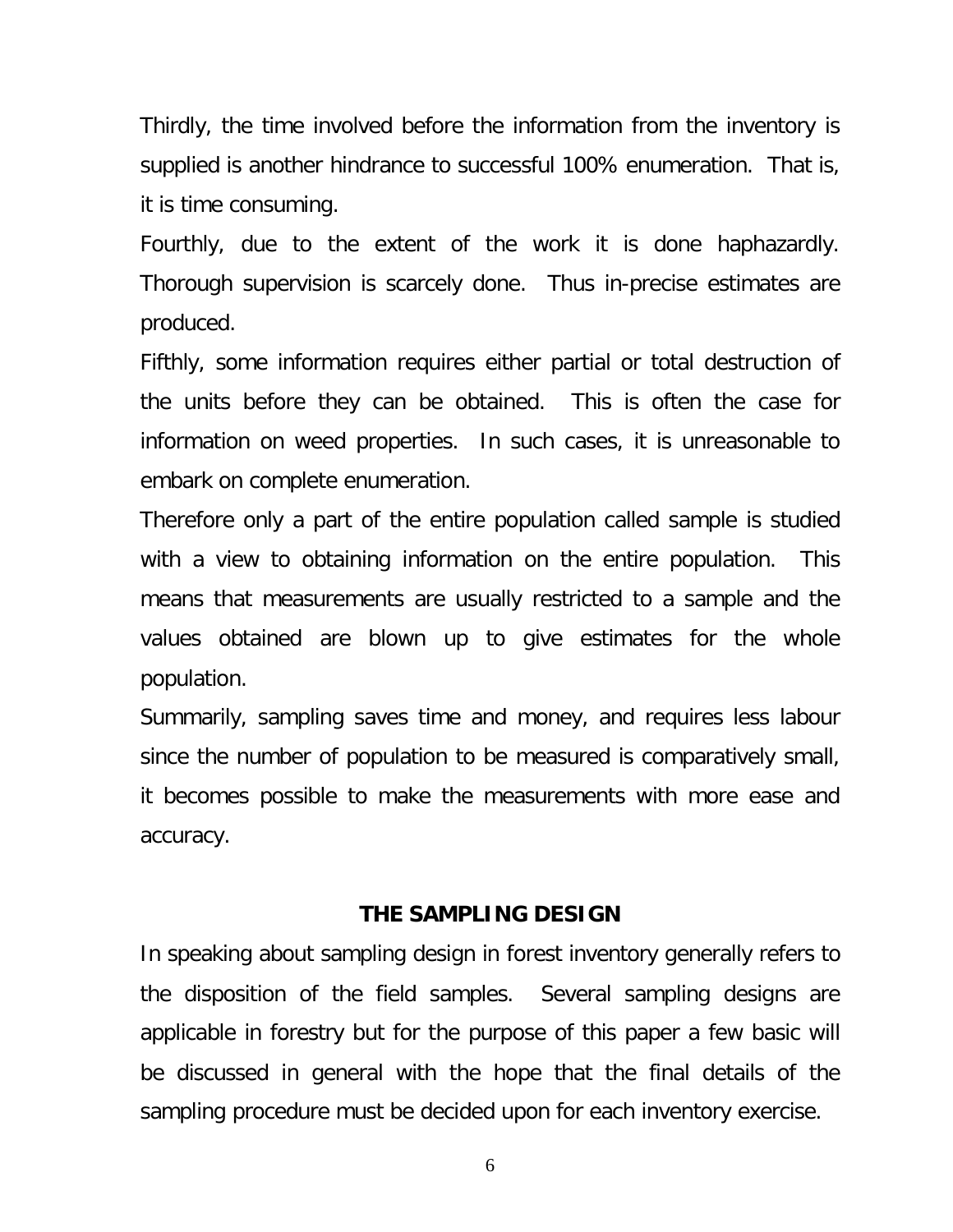Thirdly, the time involved before the information from the inventory is supplied is another hindrance to successful 100% enumeration. That is, it is time consuming.

Fourthly, due to the extent of the work it is done haphazardly. Thorough supervision is scarcely done. Thus in-precise estimates are produced.

Fifthly, some information requires either partial or total destruction of the units before they can be obtained. This is often the case for information on weed properties. In such cases, it is unreasonable to embark on complete enumeration.

Therefore only a part of the entire population called sample is studied with a view to obtaining information on the entire population. This means that measurements are usually restricted to a sample and the values obtained are blown up to give estimates for the whole population.

Summarily, sampling saves time and money, and requires less labour since the number of population to be measured is comparatively small, it becomes possible to make the measurements with more ease and accuracy.

## THE SAMPLING DESIGN

In speaking about sampling design in forest inventory generally refers to the disposition of the field samples. Several sampling designs are applicable in forestry but for the purpose of this paper a few basic will be discussed in general with the hope that the final details of the sampling procedure must be decided upon for each inventory exercise.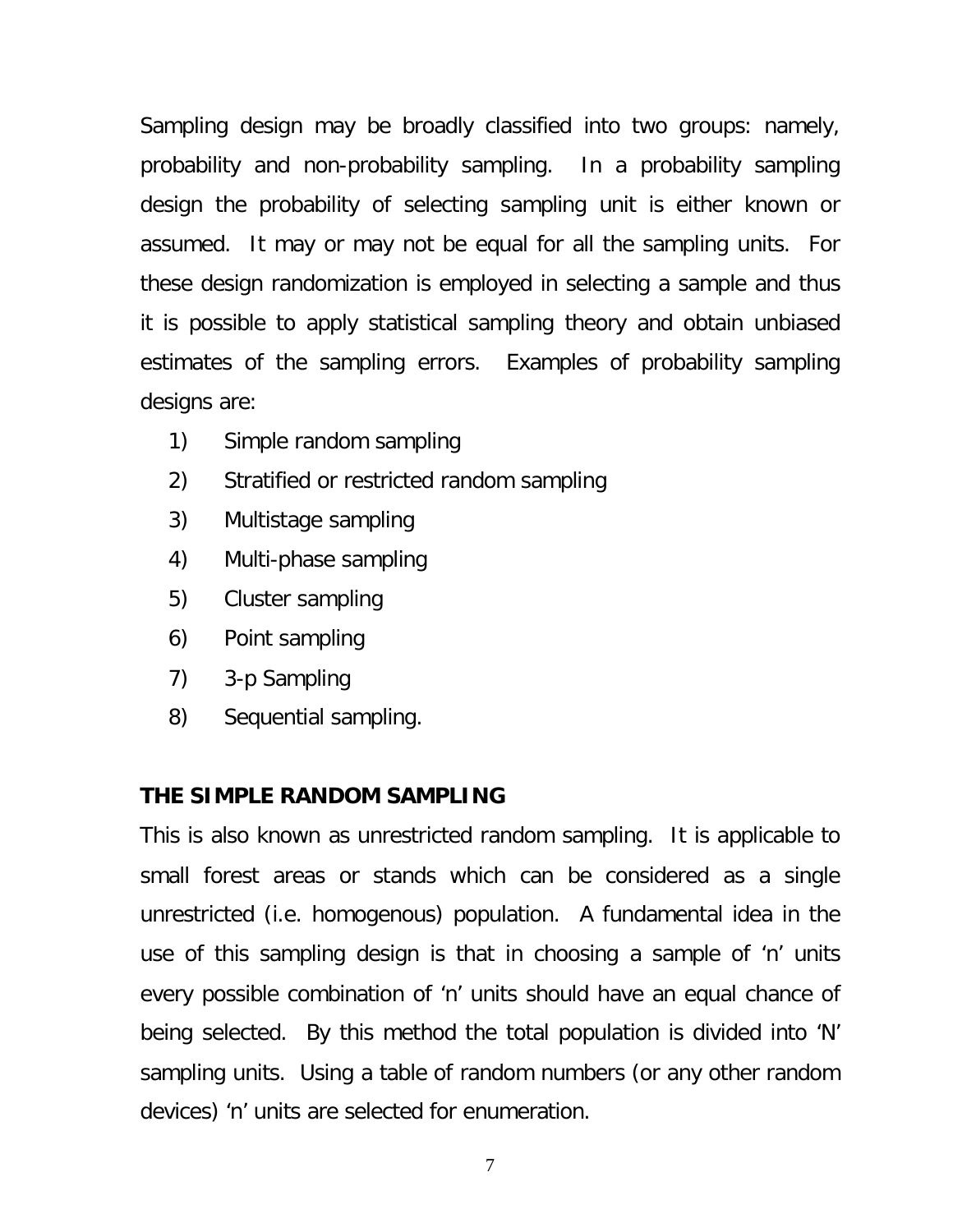Sampling design may be broadly classified into two groups: namely, probability and non-probability sampling. In a probability sampling design the probability of selecting sampling unit is either known or assumed. It may or may not be equal for all the sampling units. For these design randomization is employed in selecting a sample and thus it is possible to apply statistical sampling theory and obtain unbiased estimates of the sampling errors. Examples of probability sampling designs are:

1) Simple random sampling
2) Stratified or restricted random sampling
3) Multistage sampling
4) Multi-phase sampling
5) Cluster sampling
6) Point sampling
7) 3-p Sampling
8) Sequential sampling.

**THE SIMPLE RANDOM SAMPLING**

This is also known as unrestricted random sampling. It is applicable to small forest areas or stands which can be considered as a single unrestricted (i.e. homogenous) population. A fundamental idea in the use of this sampling design is that in choosing a sample of 'n' units every possible combination of 'n' units should have an equal chance of being selected. By this method the total population is divided into 'N' sampling units. Using a table of random numbers (or any other random devices) 'n' units are selected for enumeration.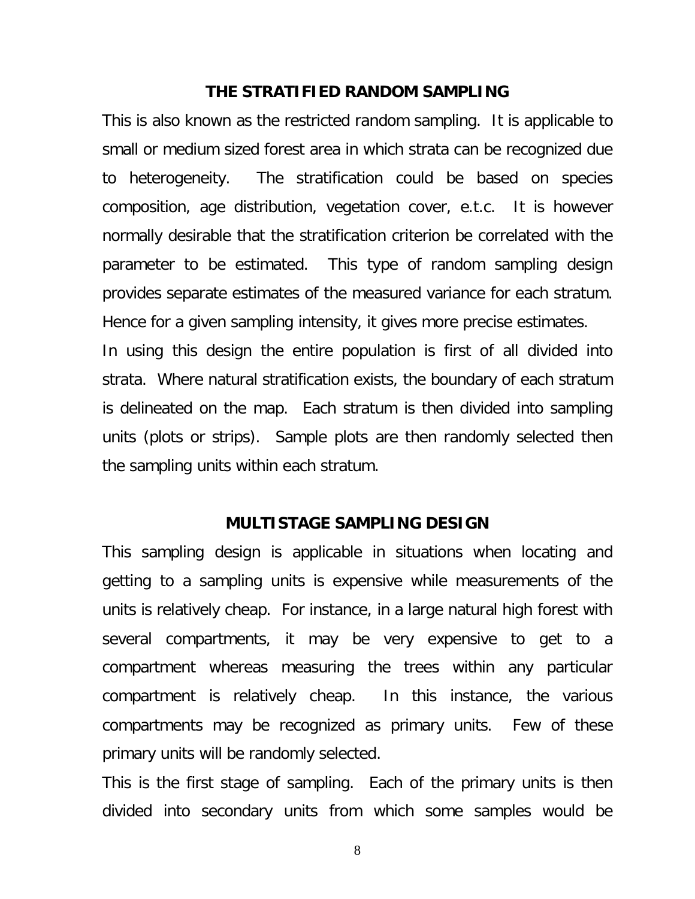## THE STRATIFIED RANDOM SAMPLING

This is also known as the restricted random sampling. It is applicable to small or medium sized forest area in which strata can be recognized due to heterogeneity. The stratification could be based on species composition, age distribution, vegetation cover, e.t.c. It is however normally desirable that the stratification criterion be correlated with the parameter to be estimated. This type of random sampling design provides separate estimates of the measured variance for each stratum. Hence for a given sampling intensity, it gives more precise estimates.

In using this design the entire population is first of all divided into strata. Where natural stratification exists, the boundary of each stratum is delineated on the map. Each stratum is then divided into sampling units (plots or strips). Sample plots are then randomly selected then the sampling units within each stratum.

## MULTISTAGE SAMPLING DESIGN

This sampling design is applicable in situations when locating and getting to a sampling units is expensive while measurements of the units is relatively cheap. For instance, in a large natural high forest with several compartments, it may be very expensive to get to a compartment whereas measuring the trees within any particular compartment is relatively cheap. In this instance, the various compartments may be recognized as primary units. Few of these primary units will be randomly selected.

This is the first stage of sampling. Each of the primary units is then divided into secondary units from which some samples would be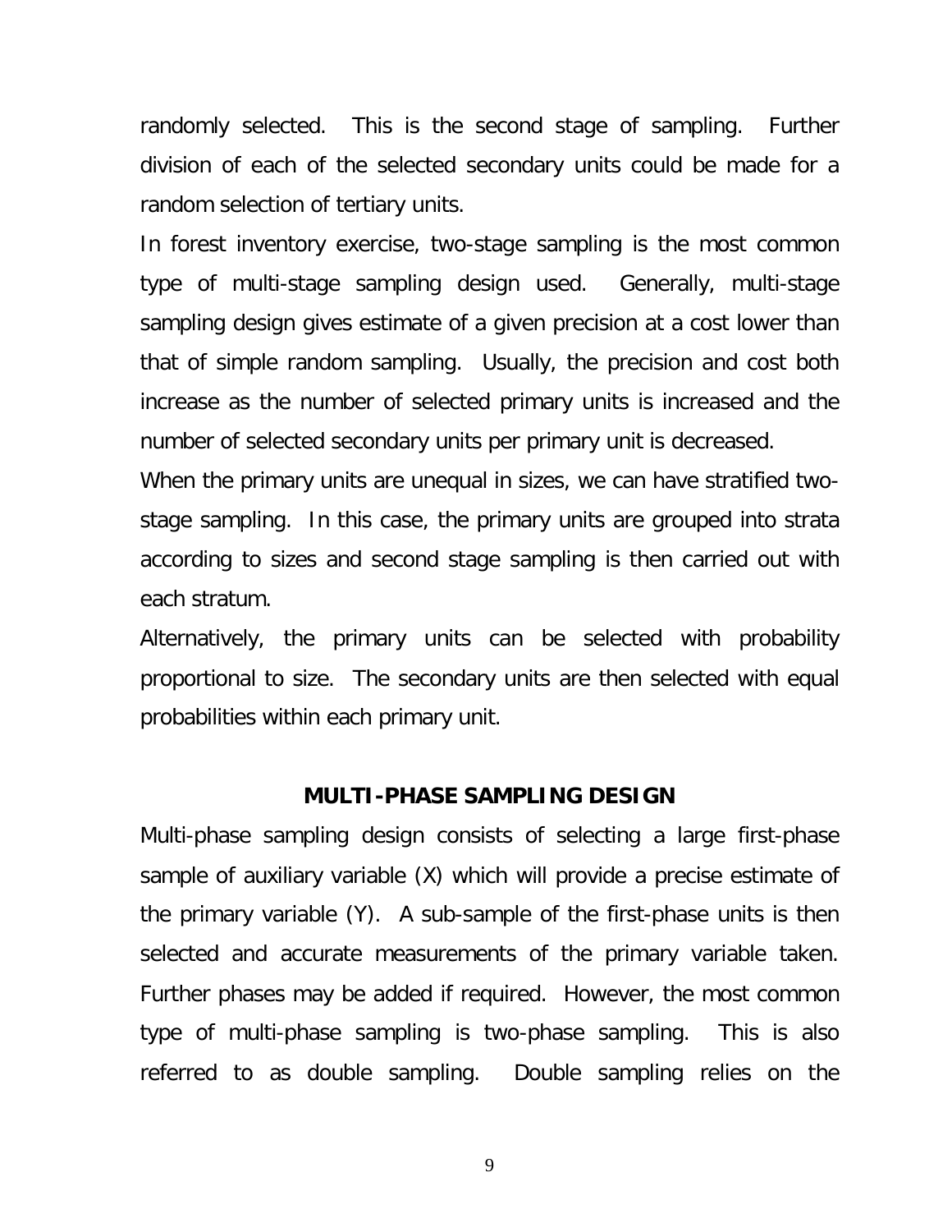randomly selected. This is the second stage of sampling. Further division of each of the selected secondary units could be made for a random selection of tertiary units.

In forest inventory exercise, two-stage sampling is the most common type of multi-stage sampling design used. Generally, multi-stage sampling design gives estimate of a given precision at a cost lower than that of simple random sampling. Usually, the precision and cost both increase as the number of selected primary units is increased and the number of selected secondary units per primary unit is decreased.

When the primary units are unequal in sizes, we can have stratified two-stage sampling. In this case, the primary units are grouped into strata according to sizes and second stage sampling is then carried out with each stratum.

Alternatively, the primary units can be selected with probability proportional to size. The secondary units are then selected with equal probabilities within each primary unit.

## MULTI-PHASE SAMPLING DESIGN

Multi-phase sampling design consists of selecting a large first-phase sample of auxiliary variable (X) which will provide a precise estimate of the primary variable (Y). A sub-sample of the first-phase units is then selected and accurate measurements of the primary variable taken. Further phases may be added if required. However, the most common type of multi-phase sampling is two-phase sampling. This is also referred to as double sampling. Double sampling relies on the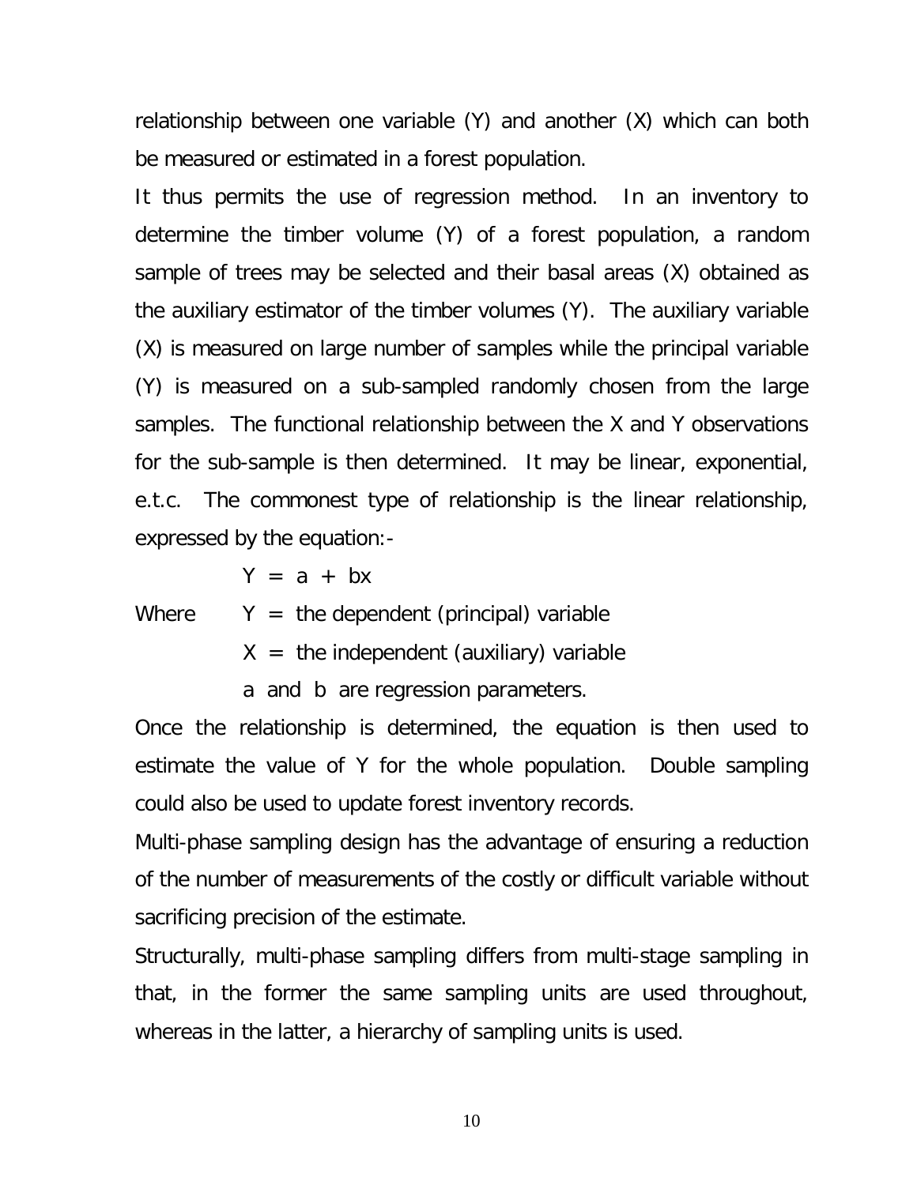relationship between one variable (Y) and another (X) which can both be measured or estimated in a forest population.

It thus permits the use of regression method. In an inventory to determine the timber volume (Y) of a forest population, a random sample of trees may be selected and their basal areas (X) obtained as the auxiliary estimator of the timber volumes (Y). The auxiliary variable (X) is measured on large number of samples while the principal variable (Y) is measured on a sub-sampled randomly chosen from the large samples. The functional relationship between the X and Y observations for the sub-sample is then determined. It may be linear, exponential, e.t.c. The commonest type of relationship is the linear relationship, expressed by the equation:-

$$Y = a + bx$$

Where $Y$ = the dependent (principal) variable

$X$ = the independent (auxiliary) variable

$a$ and $b$ are regression parameters.

Once the relationship is determined, the equation is then used to estimate the value of Y for the whole population. Double sampling could also be used to update forest inventory records.

Multi-phase sampling design has the advantage of ensuring a reduction of the number of measurements of the costly or difficult variable without sacrificing precision of the estimate.

Structurally, multi-phase sampling differs from multi-stage sampling in that, in the former the same sampling units are used throughout, whereas in the latter, a hierarchy of sampling units is used.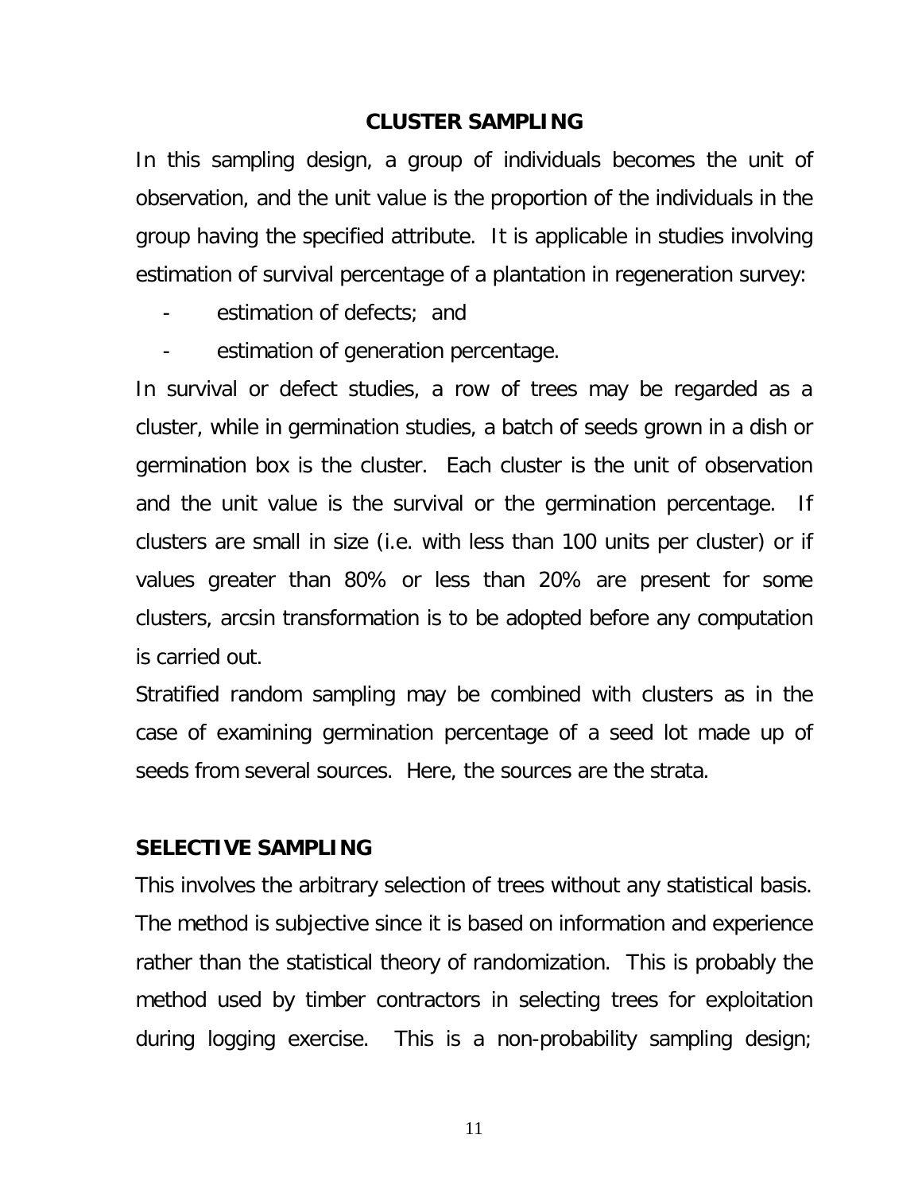## CLUSTER SAMPLING

In this sampling design, a group of individuals becomes the unit of observation, and the unit value is the proportion of the individuals in the group having the specified attribute. It is applicable in studies involving estimation of survival percentage of a plantation in regeneration survey:

- estimation of defects; and
- estimation of generation percentage.

In survival or defect studies, a row of trees may be regarded as a cluster, while in germination studies, a batch of seeds grown in a dish or germination box is the cluster. Each cluster is the unit of observation and the unit value is the survival or the germination percentage. If clusters are small in size (i.e. with less than 100 units per cluster) or if values greater than 80% or less than 20% are present for some clusters, arcsin transformation is to be adopted before any computation is carried out.

Stratified random sampling may be combined with clusters as in the case of examining germination percentage of a seed lot made up of seeds from several sources. Here, the sources are the strata.

## SELECTIVE SAMPLING

This involves the arbitrary selection of trees without any statistical basis. The method is subjective since it is based on information and experience rather than the statistical theory of randomization. This is probably the method used by timber contractors in selecting trees for exploitation during logging exercise. This is a non-probability sampling design;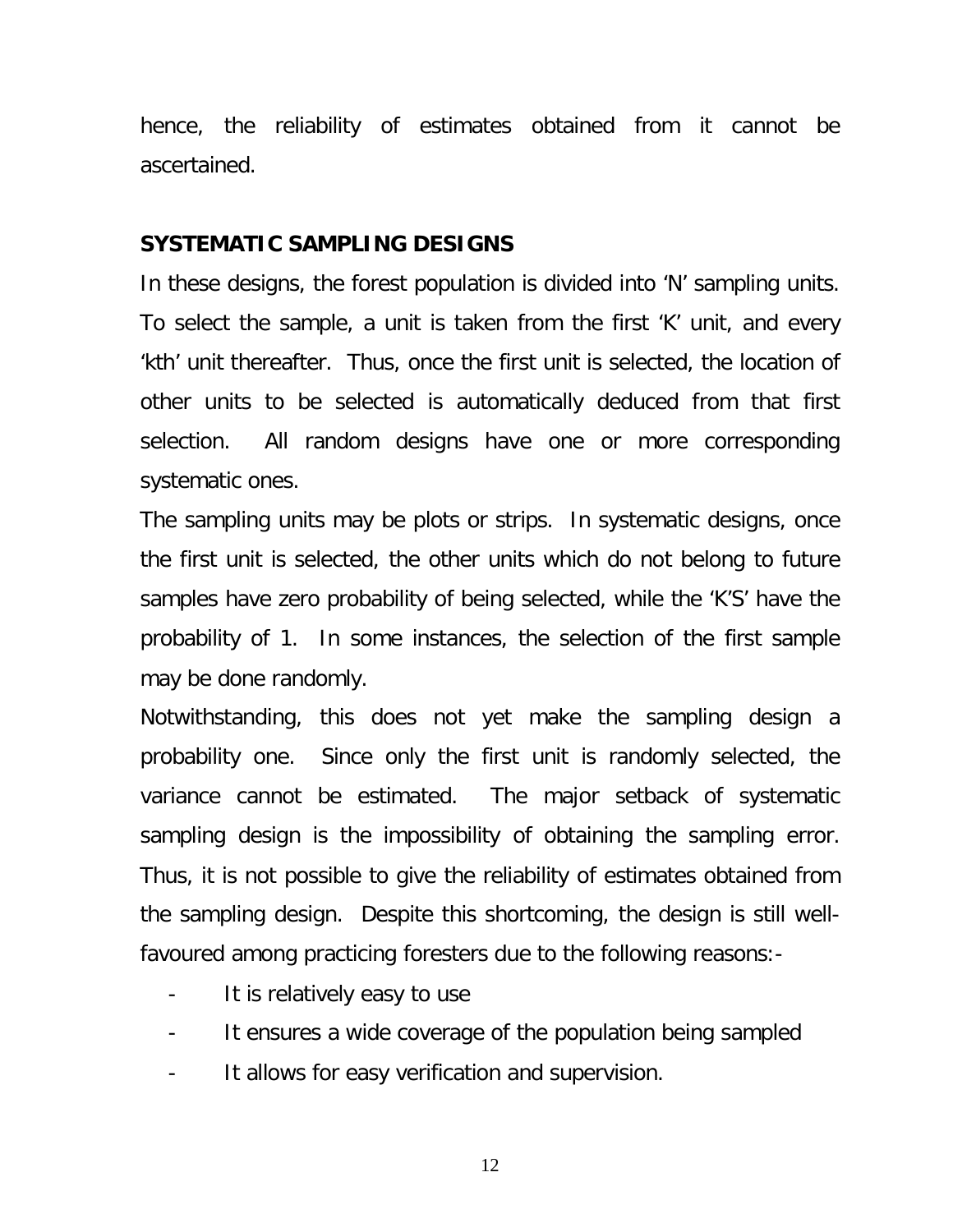hence, the reliability of estimates obtained from it cannot be ascertained.

## SYSTEMATIC SAMPLING DESIGNS

In these designs, the forest population is divided into 'N' sampling units. To select the sample, a unit is taken from the first 'K' unit, and every 'kth' unit thereafter. Thus, once the first unit is selected, the location of other units to be selected is automatically deduced from that first selection. All random designs have one or more corresponding systematic ones.

The sampling units may be plots or strips. In systematic designs, once the first unit is selected, the other units which do not belong to future samples have zero probability of being selected, while the 'K'S' have the probability of 1. In some instances, the selection of the first sample may be done randomly.

Notwithstanding, this does not yet make the sampling design a probability one. Since only the first unit is randomly selected, the variance cannot be estimated. The major setback of systematic sampling design is the impossibility of obtaining the sampling error. Thus, it is not possible to give the reliability of estimates obtained from the sampling design. Despite this shortcoming, the design is still well-favoured among practicing foresters due to the following reasons:-

- It is relatively easy to use
- It ensures a wide coverage of the population being sampled
- It allows for easy verification and supervision.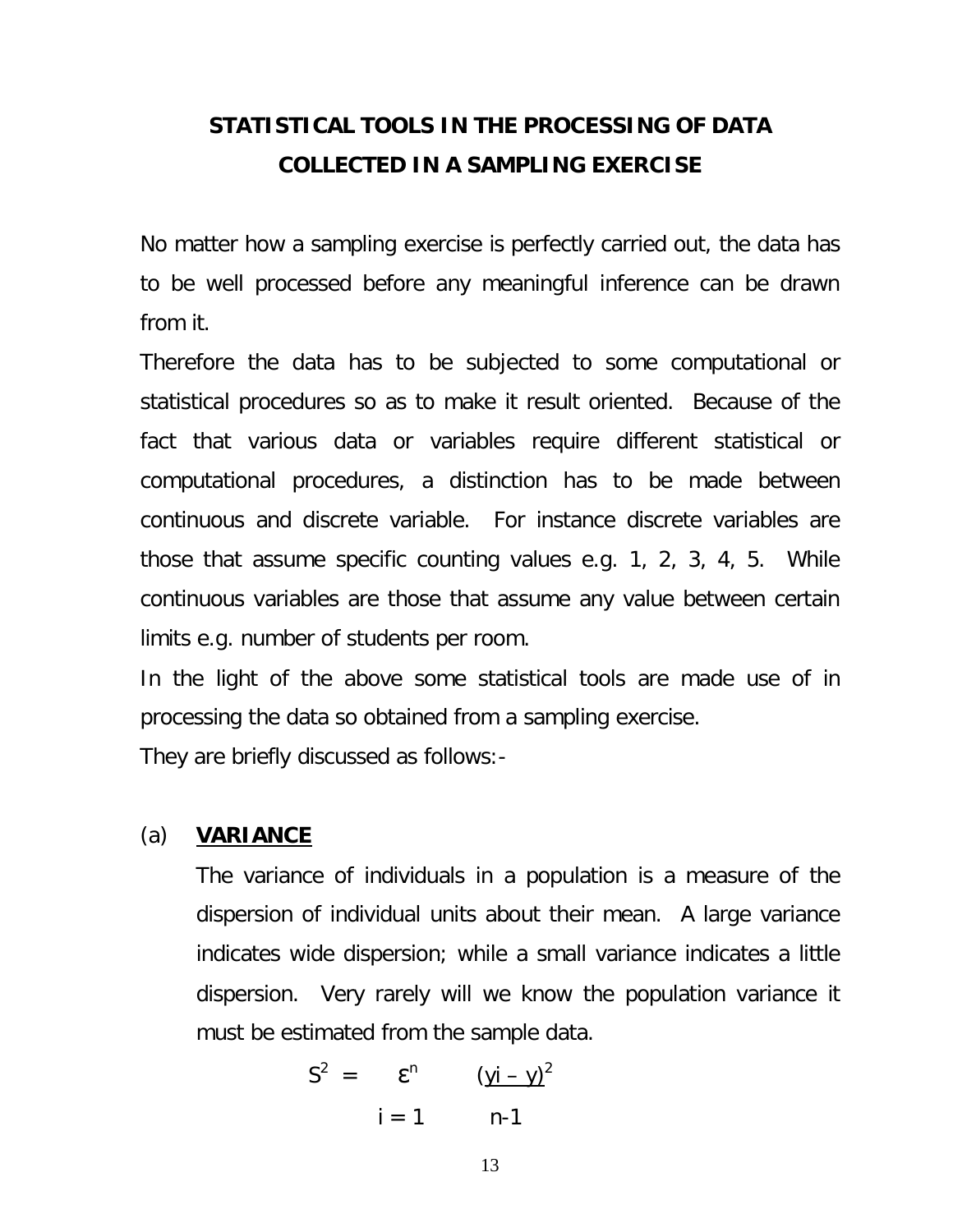# STATISTICAL TOOLS IN THE PROCESSING OF DATA COLLECTED IN A SAMPLING EXERCISE

No matter how a sampling exercise is perfectly carried out, the data has to be well processed before any meaningful inference can be drawn from it.

Therefore the data has to be subjected to some computational or statistical procedures so as to make it result oriented. Because of the fact that various data or variables require different statistical or computational procedures, a distinction has to be made between continuous and discrete variable. For instance discrete variables are those that assume specific counting values e.g. 1, 2, 3, 4, 5. While continuous variables are those that assume any value between certain limits e.g. number of students per room.

In the light of the above some statistical tools are made use of in processing the data so obtained from a sampling exercise.

They are briefly discussed as follows:-

(a) **VARIANCE**

The variance of individuals in a population is a measure of the dispersion of individual units about their mean. A large variance indicates wide dispersion; while a small variance indicates a little dispersion. Very rarely will we know the population variance it must be estimated from the sample data.

$$S^2 = \sum_{i=1}^{n} \frac{(yi - y)^2}{n-1}$$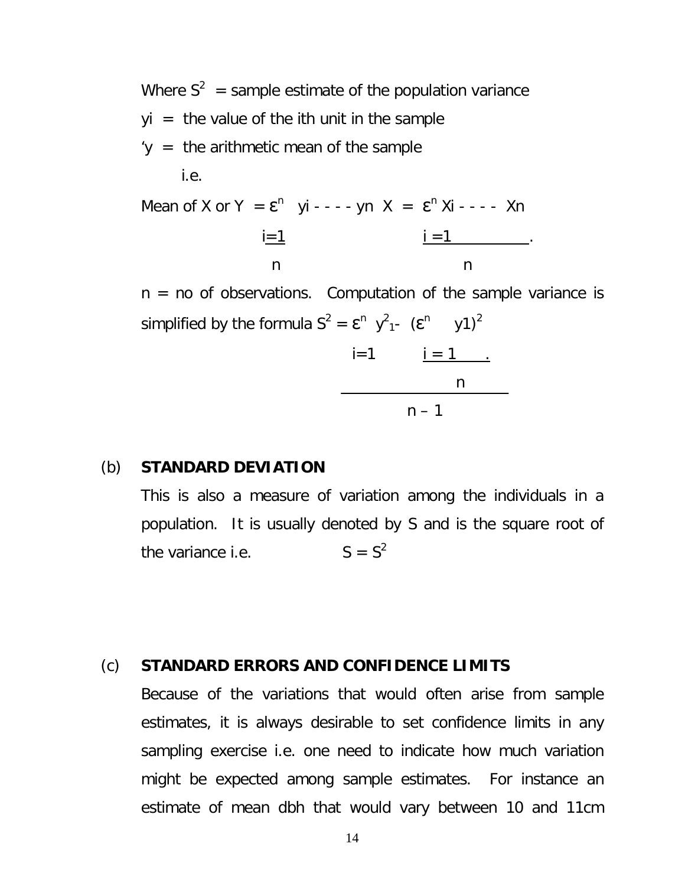Where $S^2$ = sample estimate of the population variance

yi = the value of the ith unit in the sample

'y = the arithmetic mean of the sample

i.e.

$$\text{Mean of X or Y} = \frac{\sum_{i=1}^{n} yi - - - - yn}{n} \quad X = \frac{\sum_{i=1}^{n} Xi - - - - Xn}{n}$$

n = no of observations. Computation of the sample variance is simplified by the formula

$$S^2 = \frac{\sum_{i=1}^{n} y_1^2 - \frac{(\sum_{i=1}^{n} y1)^2}{n}}{n - 1}$$

(b) **STANDARD DEVIATION**

This is also a measure of variation among the individuals in a population. It is usually denoted by S and is the square root of the variance i.e. $S = S^2$

(c) **STANDARD ERRORS AND CONFIDENCE LIMITS**

Because of the variations that would often arise from sample estimates, it is always desirable to set confidence limits in any sampling exercise i.e. one need to indicate how much variation might be expected among sample estimates. For instance an estimate of mean dbh that would vary between 10 and 11cm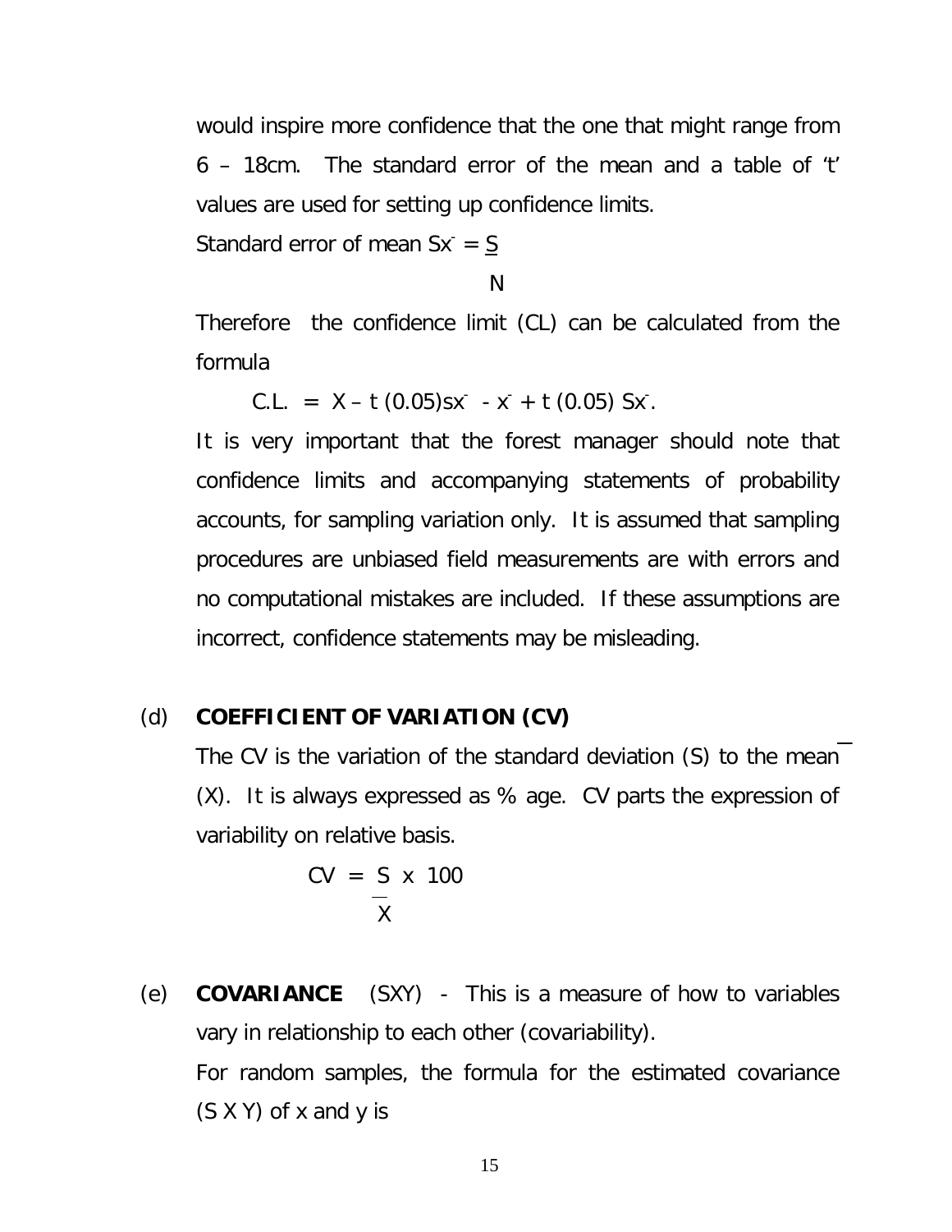would inspire more confidence that the one that might range from 6 – 18cm. The standard error of the mean and a table of 't' values are used for setting up confidence limits.

Standard error of mean $S\bar{x} = \frac{S}{N}$

Therefore the confidence limit (CL) can be calculated from the formula

$$C.L. = X - t\,(0.05)s\bar{x} \;\; - \bar{x} + t\,(0.05)\,S\bar{x}.$$

It is very important that the forest manager should note that confidence limits and accompanying statements of probability accounts, for sampling variation only. It is assumed that sampling procedures are unbiased field measurements are with errors and no computational mistakes are included. If these assumptions are incorrect, confidence statements may be misleading.

(d) **COEFFICIENT OF VARIATION (CV)**

The CV is the variation of the standard deviation (S) to the mean $(\bar{X})$. It is always expressed as % age. CV parts the expression of variability on relative basis.

$$CV = \frac{S}{\bar{X}} \times 100$$

(e) **COVARIANCE** (SXY) - This is a measure of how to variables vary in relationship to each other (covariability).

For random samples, the formula for the estimated covariance (S X Y) of x and y is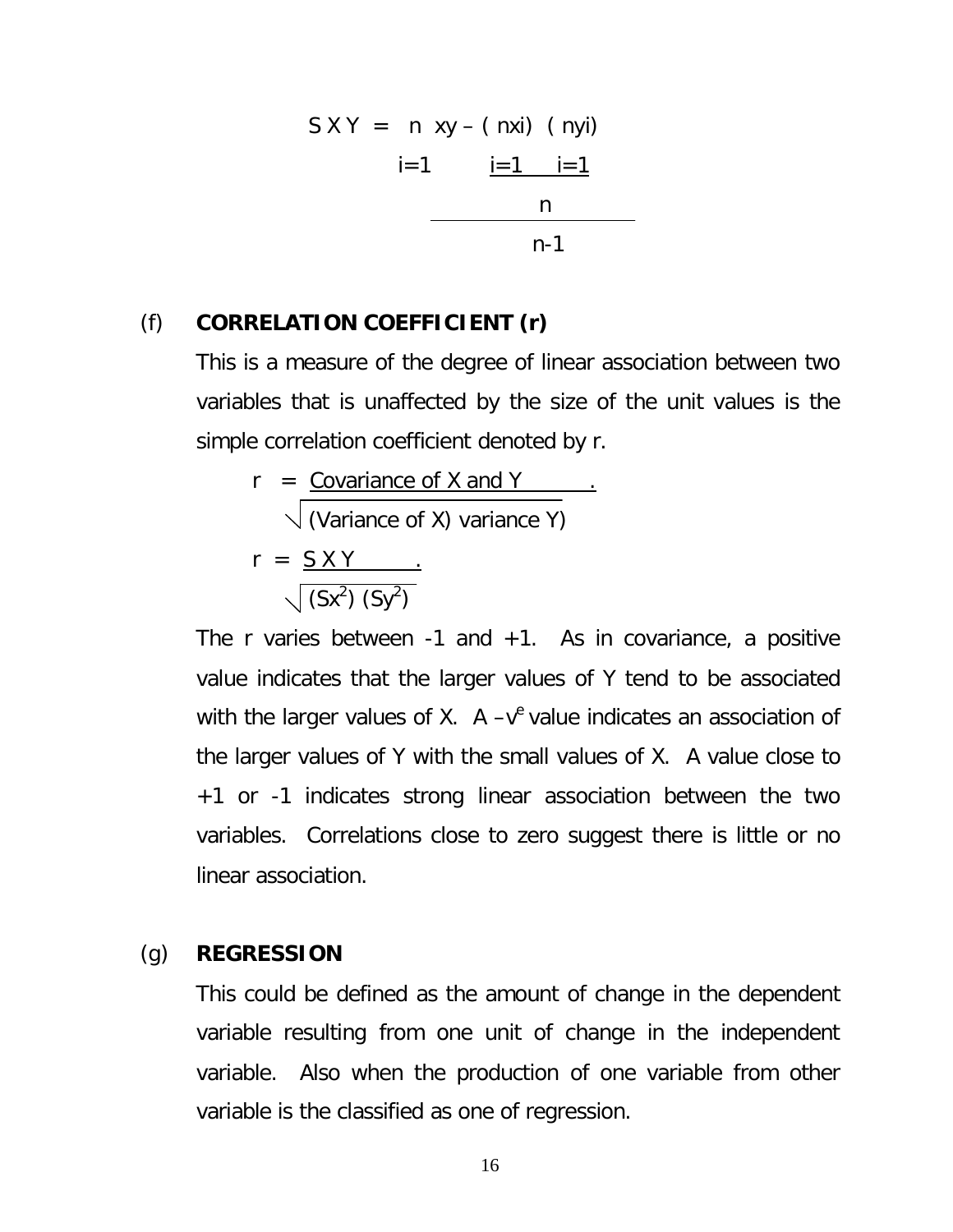$$S\,XY = \frac{\sum_{i=1}^{n} xy - \frac{\left(\sum_{i=1}^{n} x_i\right)\left(\sum_{i=1}^{n} y_i\right)}{n}}{n-1}$$

(f) **CORRELATION COEFFICIENT (r)**

This is a measure of the degree of linear association between two variables that is unaffected by the size of the unit values is the simple correlation coefficient denoted by r.

$$r = \frac{\text{Covariance of X and Y}}{\sqrt{(\text{Variance of X})\ \text{variance Y})}}$$

$$r = \frac{S\,XY}{\sqrt{(Sx^2)\,(Sy^2)}}$$

The r varies between -1 and +1. As in covariance, a positive value indicates that the larger values of Y tend to be associated with the larger values of X. A $-v^e$ value indicates an association of the larger values of Y with the small values of X. A value close to +1 or -1 indicates strong linear association between the two variables. Correlations close to zero suggest there is little or no linear association.

(g) **REGRESSION**

This could be defined as the amount of change in the dependent variable resulting from one unit of change in the independent variable. Also when the production of one variable from other variable is the classified as one of regression.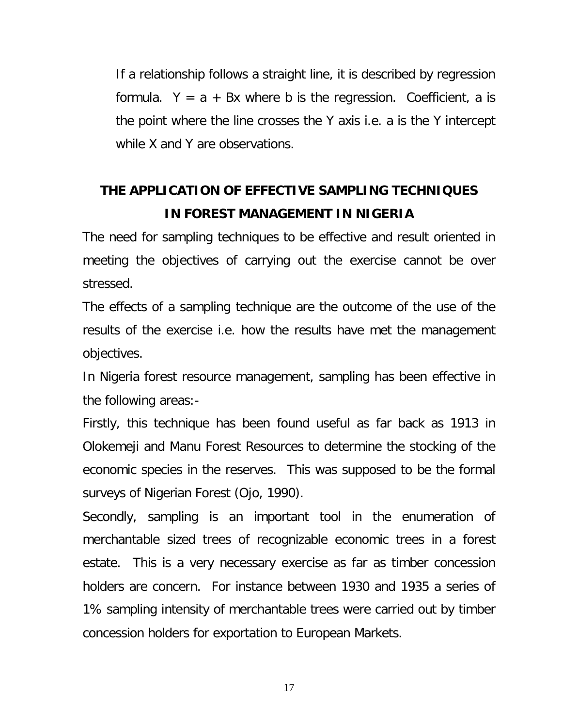If a relationship follows a straight line, it is described by regression formula. $Y = a + Bx$ where b is the regression. Coefficient, a is the point where the line crosses the Y axis i.e. a is the Y intercept while X and Y are observations.

## THE APPLICATION OF EFFECTIVE SAMPLING TECHNIQUES IN FOREST MANAGEMENT IN NIGERIA

The need for sampling techniques to be effective and result oriented in meeting the objectives of carrying out the exercise cannot be over stressed.

The effects of a sampling technique are the outcome of the use of the results of the exercise i.e. how the results have met the management objectives.

In Nigeria forest resource management, sampling has been effective in the following areas:-

Firstly, this technique has been found useful as far back as 1913 in Olokemeji and Manu Forest Resources to determine the stocking of the economic species in the reserves. This was supposed to be the formal surveys of Nigerian Forest (Ojo, 1990).

Secondly, sampling is an important tool in the enumeration of merchantable sized trees of recognizable economic trees in a forest estate. This is a very necessary exercise as far as timber concession holders are concern. For instance between 1930 and 1935 a series of 1% sampling intensity of merchantable trees were carried out by timber concession holders for exportation to European Markets.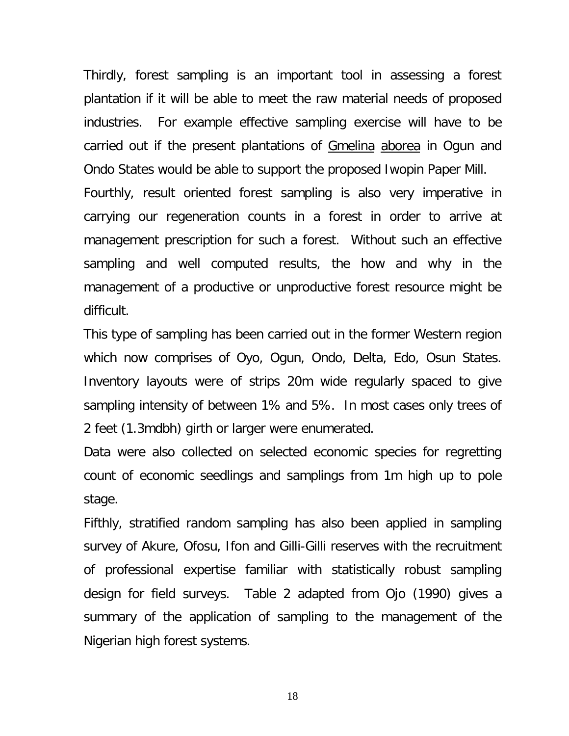Thirdly, forest sampling is an important tool in assessing a forest plantation if it will be able to meet the raw material needs of proposed industries. For example effective sampling exercise will have to be carried out if the present plantations of Gmelina aborea in Ogun and Ondo States would be able to support the proposed Iwopin Paper Mill.

Fourthly, result oriented forest sampling is also very imperative in carrying our regeneration counts in a forest in order to arrive at management prescription for such a forest. Without such an effective sampling and well computed results, the how and why in the management of a productive or unproductive forest resource might be difficult.

This type of sampling has been carried out in the former Western region which now comprises of Oyo, Ogun, Ondo, Delta, Edo, Osun States. Inventory layouts were of strips 20m wide regularly spaced to give sampling intensity of between 1% and 5%. In most cases only trees of 2 feet (1.3mdbh) girth or larger were enumerated.

Data were also collected on selected economic species for regretting count of economic seedlings and samplings from 1m high up to pole stage.

Fifthly, stratified random sampling has also been applied in sampling survey of Akure, Ofosu, Ifon and Gilli-Gilli reserves with the recruitment of professional expertise familiar with statistically robust sampling design for field surveys. Table 2 adapted from Ojo (1990) gives a summary of the application of sampling to the management of the Nigerian high forest systems.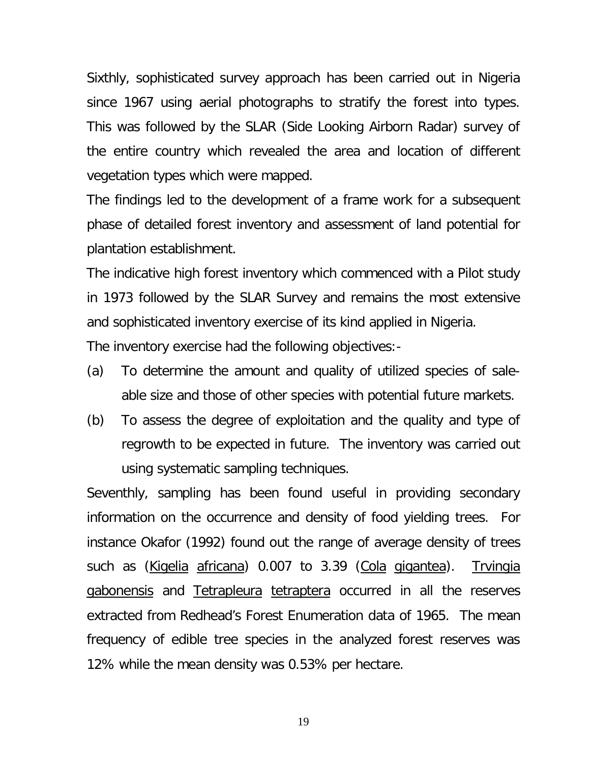Sixthly, sophisticated survey approach has been carried out in Nigeria since 1967 using aerial photographs to stratify the forest into types. This was followed by the SLAR (Side Looking Airborn Radar) survey of the entire country which revealed the area and location of different vegetation types which were mapped.

The findings led to the development of a frame work for a subsequent phase of detailed forest inventory and assessment of land potential for plantation establishment.

The indicative high forest inventory which commenced with a Pilot study in 1973 followed by the SLAR Survey and remains the most extensive and sophisticated inventory exercise of its kind applied in Nigeria.

The inventory exercise had the following objectives:-

(a) To determine the amount and quality of utilized species of sale-able size and those of other species with potential future markets.

(b) To assess the degree of exploitation and the quality and type of regrowth to be expected in future. The inventory was carried out using systematic sampling techniques.

Seventhly, sampling has been found useful in providing secondary information on the occurrence and density of food yielding trees. For instance Okafor (1992) found out the range of average density of trees such as (Kigelia africana) 0.007 to 3.39 (Cola gigantea). Trvingia gabonensis and Tetrapleura tetraptera occurred in all the reserves extracted from Redhead's Forest Enumeration data of 1965. The mean frequency of edible tree species in the analyzed forest reserves was 12% while the mean density was 0.53% per hectare.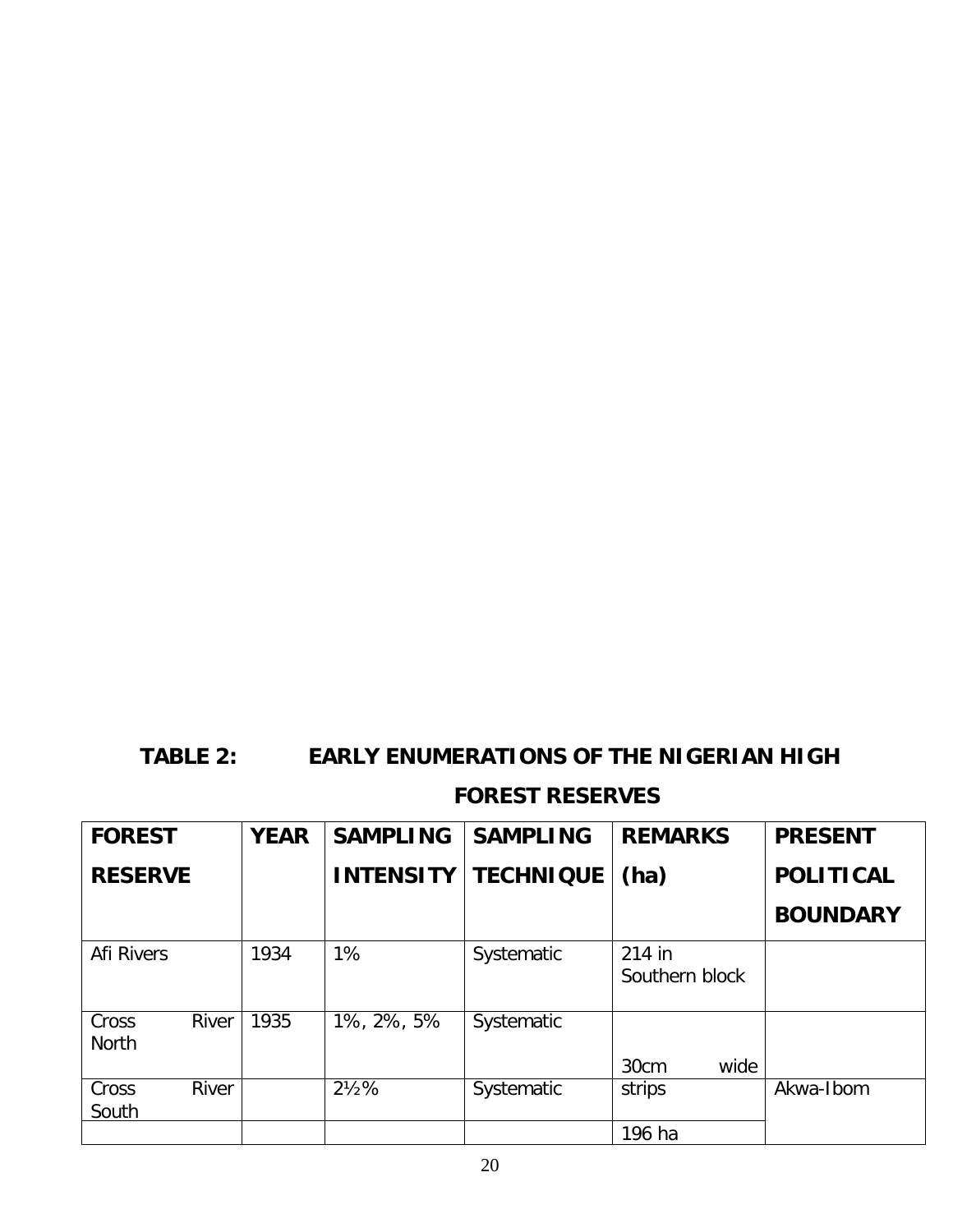**TABLE 2: EARLY ENUMERATIONS OF THE NIGERIAN HIGH FOREST RESERVES**

| FOREST RESERVE | YEAR | SAMPLING INTENSITY | SAMPLING TECHNIQUE | REMARKS (ha) | PRESENT POLITICAL BOUNDARY |
|---|---|---|---|---|---|
| Afi Rivers | 1934 | 1% | Systematic | 214 in Southern block | |
| Cross River North | 1935 | 1%, 2%, 5% | Systematic | 30cm wide | |
| Cross River South | | 2½% | Systematic | strips | Akwa-Ibom |
| | | | | 196 ha | |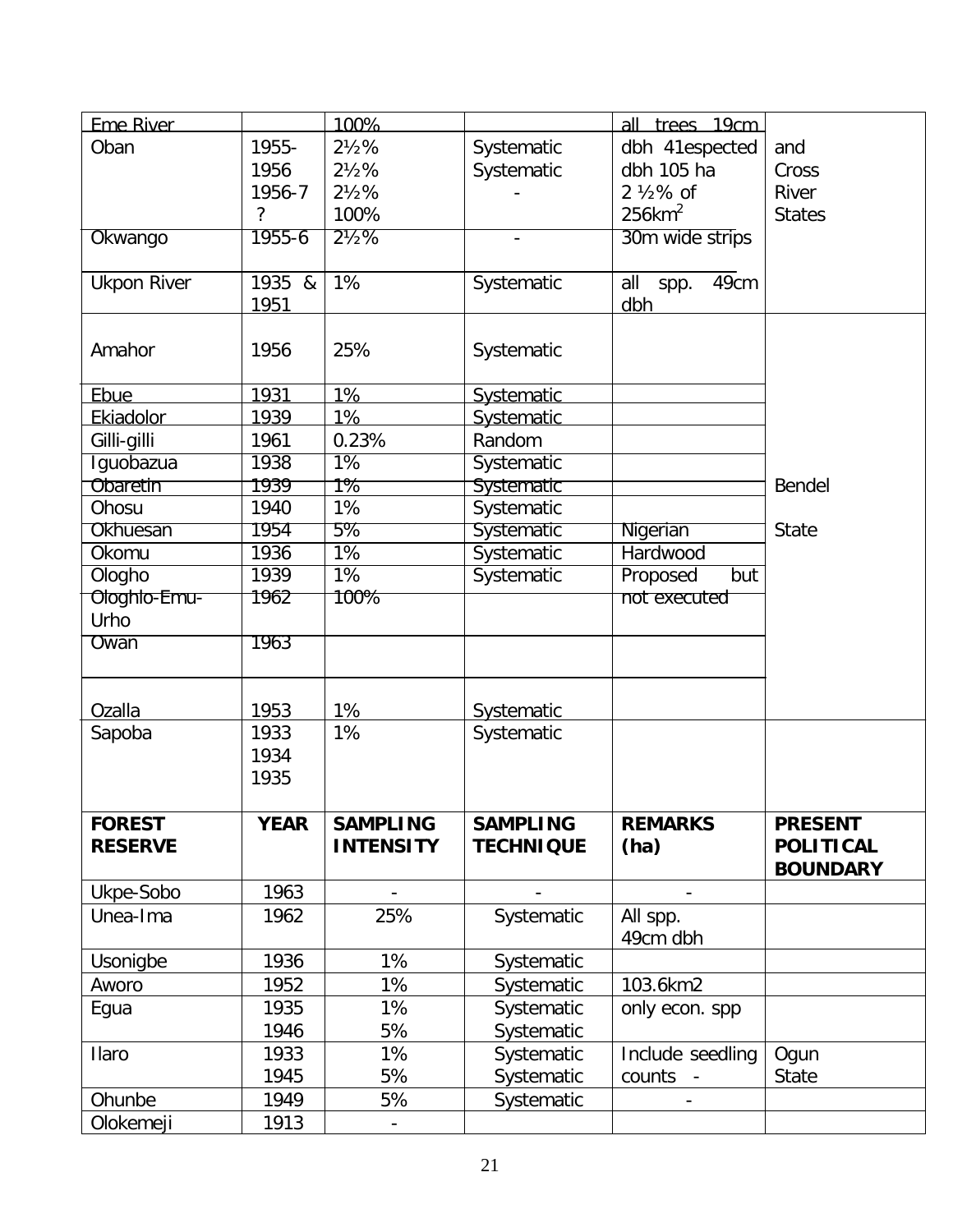| Eme River | | 100% | | all trees 19cm | |
|---|---|---|---|---|---|
| Oban | 1955-<br>1956<br>1956-7<br>? | 2½%<br>2½%<br>2½%<br>100% | Systematic<br>Systematic<br>- | dbh 41espected<br>dbh 105 ha<br>2 ½% of<br>$256km^2$ | and<br>Cross<br>River<br>States |
| Okwango | 1955-6 | 2½% | - | 30m wide strips | |
| Ukpon River | 1935 &<br>1951 | 1% | Systematic | all spp. 49cm<br>dbh | |
| Amahor | 1956 | 25% | Systematic | | |
| Ebue | 1931 | 1% | Systematic | | |
| Ekiadolor | 1939 | 1% | Systematic | | |
| Gilli-gilli | 1961 | 0.23% | Random | | |
| Iguobazua | 1938 | 1% | Systematic | | |
| Obaretin | 1939 | 1% | Systematic | | Bendel |
| Ohosu | 1940 | 1% | Systematic | | |
| Okhuesan | 1954 | 5% | Systematic | Nigerian | State |
| Okomu | 1936 | 1% | Systematic | Hardwood | |
| Ologho | 1939 | 1% | Systematic | Proposed but | |
| Ologhlo-Emu-<br>Urho | 1962 | 100% | | not executed | |
| Owan | 1963 | | | | |
| Ozalla | 1953 | 1% | Systematic | | |
| Sapoba | 1933<br>1934<br>1935 | 1% | Systematic | | |
| **FOREST RESERVE** | **YEAR** | **SAMPLING INTENSITY** | **SAMPLING TECHNIQUE** | **REMARKS (ha)** | **PRESENT POLITICAL BOUNDARY** |
| Ukpe-Sobo | 1963 | - | - | - | |
| Unea-Ima | 1962 | 25% | Systematic | All spp.<br>49cm dbh | |
| Usonigbe | 1936 | 1% | Systematic | | |
| Aworo | 1952 | 1% | Systematic | 103.6km2 | |
| Egua | 1935<br>1946 | 1%<br>5% | Systematic<br>Systematic | only econ. spp | |
| Ilaro | 1933<br>1945 | 1%<br>5% | Systematic<br>Systematic | Include seedling<br>counts - | Ogun<br>State |
| Ohunbe | 1949 | 5% | Systematic | - | |
| Olokemeji | 1913 | - | | | |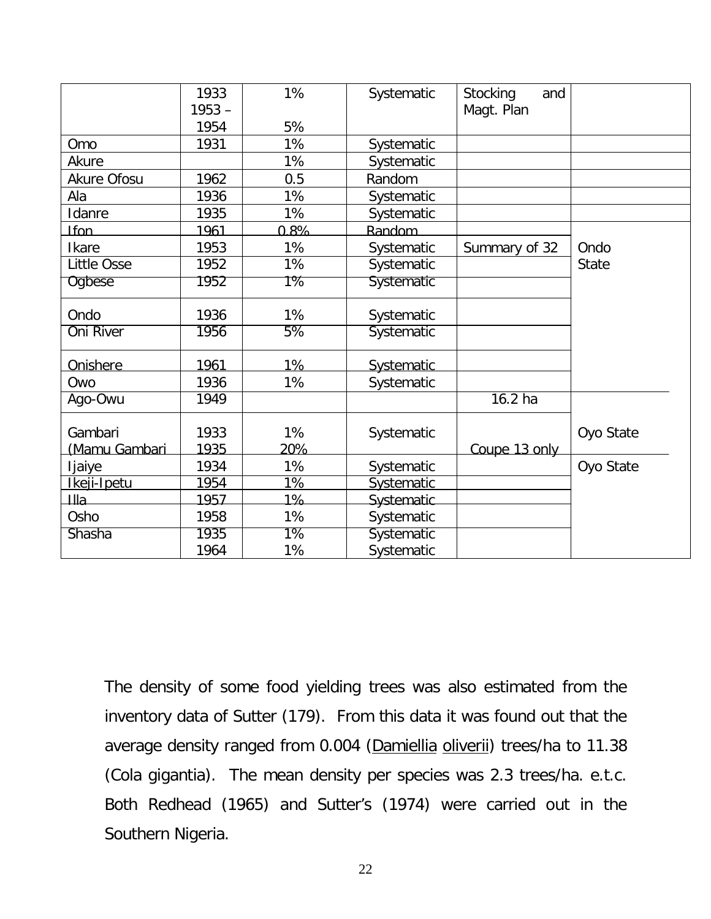| | | | | | |
|---|---|---|---|---|---|
| | 1933<br>1953 –<br>1954 | 1%<br><br>5% | Systematic | Stocking and Magt. Plan | |
| Omo | 1931 | 1% | Systematic | | |
| Akure | | 1% | Systematic | | |
| Akure Ofosu | 1962 | 0.5 | Random | | |
| Ala | 1936 | 1% | Systematic | | |
| Idanre | 1935 | 1% | Systematic | | |
| Ifon | 1961 | 0.8% | Random | | |
| Ikare | 1953 | 1% | Systematic | Summary of 32 | Ondo State |
| Little Osse | 1952 | 1% | Systematic | | |
| Ogbese | 1952 | 1% | Systematic | | |
| Ondo | 1936 | 1% | Systematic | | |
| Oni River | 1956 | 5% | Systematic | | |
| Onishere | 1961 | 1% | Systematic | | |
| Owo | 1936 | 1% | Systematic | | |
| Ago-Owu | 1949 | | | 16.2 ha | |
| Gambari<br>(Mamu Gambari | 1933<br>1935 | 1%<br>20% | Systematic | Coupe 13 only | Oyo State |
| Ijaiye | 1934 | 1% | Systematic | | Oyo State |
| Ikeji-Ipetu | 1954 | 1% | Systematic | | |
| Illa | 1957 | 1% | Systematic | | |
| Osho | 1958 | 1% | Systematic | | |
| Shasha | 1935<br>1964 | 1%<br>1% | Systematic<br>Systematic | | |

The density of some food yielding trees was also estimated from the inventory data of Sutter (179). From this data it was found out that the average density ranged from 0.004 (Damiellia oliverii) trees/ha to 11.38 (Cola gigantia). The mean density per species was 2.3 trees/ha. e.t.c. Both Redhead (1965) and Sutter's (1974) were carried out in the Southern Nigeria.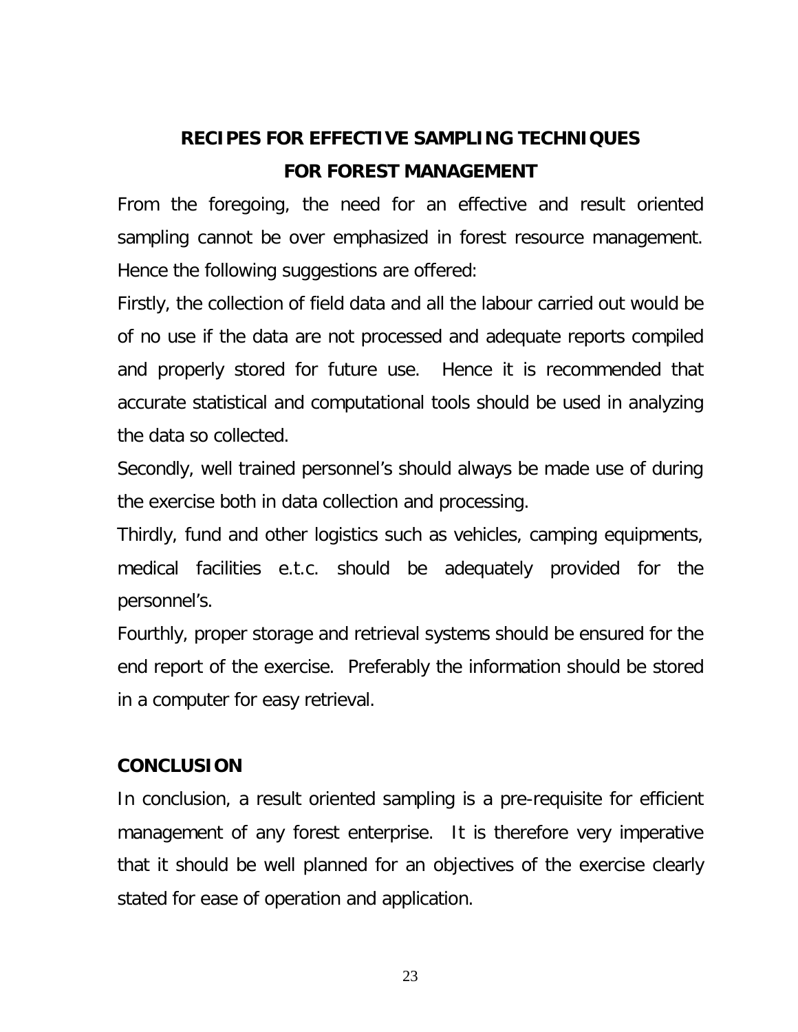## RECIPES FOR EFFECTIVE SAMPLING TECHNIQUES FOR FOREST MANAGEMENT

From the foregoing, the need for an effective and result oriented sampling cannot be over emphasized in forest resource management. Hence the following suggestions are offered:

Firstly, the collection of field data and all the labour carried out would be of no use if the data are not processed and adequate reports compiled and properly stored for future use. Hence it is recommended that accurate statistical and computational tools should be used in analyzing the data so collected.

Secondly, well trained personnel's should always be made use of during the exercise both in data collection and processing.

Thirdly, fund and other logistics such as vehicles, camping equipments, medical facilities e.t.c. should be adequately provided for the personnel's.

Fourthly, proper storage and retrieval systems should be ensured for the end report of the exercise. Preferably the information should be stored in a computer for easy retrieval.

## CONCLUSION

In conclusion, a result oriented sampling is a pre-requisite for efficient management of any forest enterprise. It is therefore very imperative that it should be well planned for an objectives of the exercise clearly stated for ease of operation and application.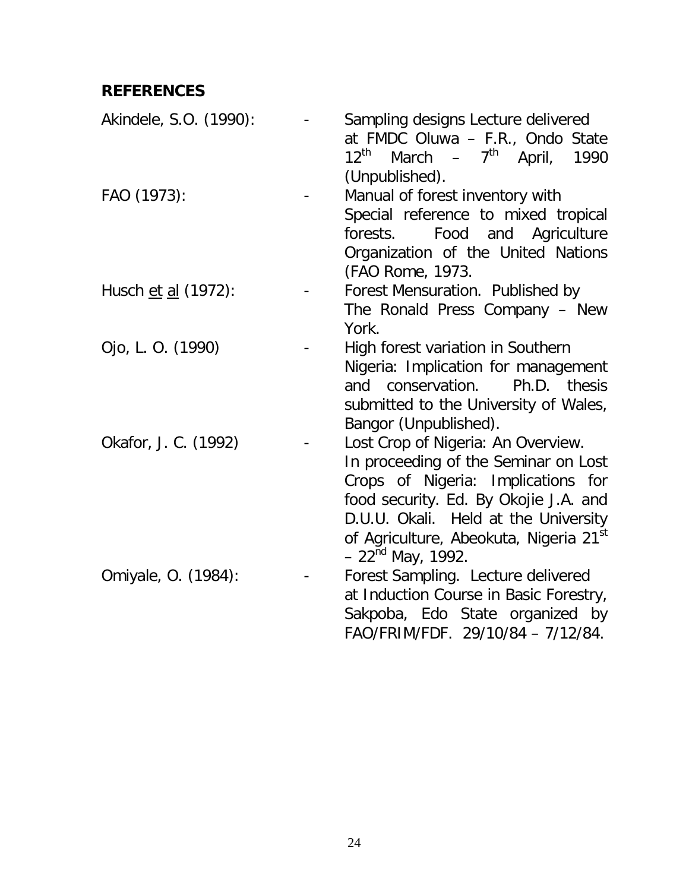## REFERENCES

Akindele, S.O. (1990): - Sampling designs Lecture delivered at FMDC Oluwa – F.R., Ondo State 12th March – 7th April, 1990 (Unpublished).

FAO (1973): - Manual of forest inventory with Special reference to mixed tropical forests. Food and Agriculture Organization of the United Nations (FAO Rome, 1973.

Husch et al (1972): - Forest Mensuration. Published by The Ronald Press Company – New York.

Ojo, L. O. (1990) - High forest variation in Southern Nigeria: Implication for management and conservation. Ph.D. thesis submitted to the University of Wales, Bangor (Unpublished).

Okafor, J. C. (1992) - Lost Crop of Nigeria: An Overview. In proceeding of the Seminar on Lost Crops of Nigeria: Implications for food security. Ed. By Okojie J.A. and D.U.U. Okali. Held at the University of Agriculture, Abeokuta, Nigeria 21st – 22nd May, 1992.

Omiyale, O. (1984): - Forest Sampling. Lecture delivered at Induction Course in Basic Forestry, Sakpoba, Edo State organized by FAO/FRIM/FDF. 29/10/84 – 7/12/84.